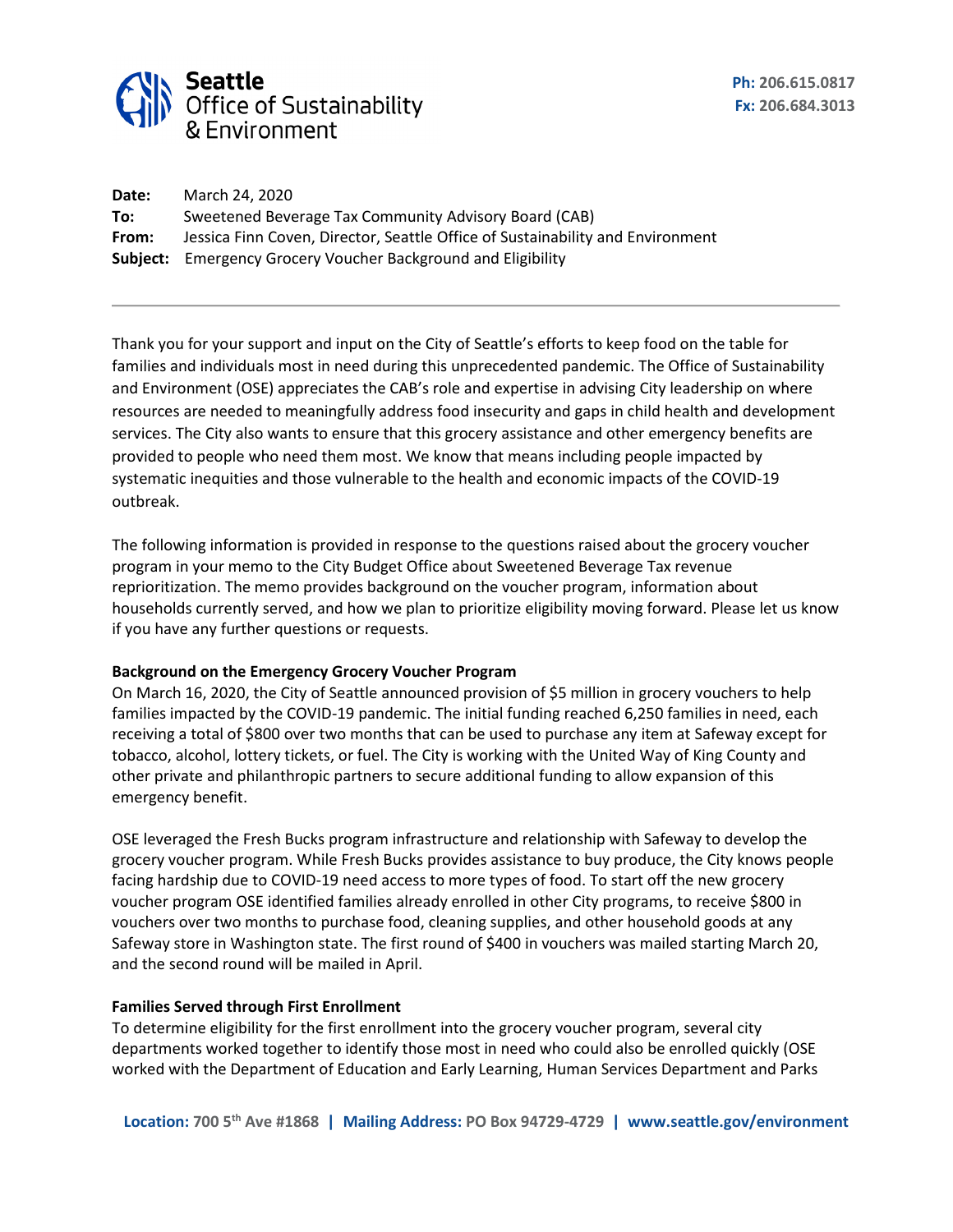**Seattle**
**Office of Sustainability**
**& Environment**

**Ph:** 206.615.0817
**Fx:** 206.684.3013

**Date:** March 24, 2020
**To:** Sweetened Beverage Tax Community Advisory Board (CAB)
**From:** Jessica Finn Coven, Director, Seattle Office of Sustainability and Environment
**Subject:** Emergency Grocery Voucher Background and Eligibility

---

Thank you for your support and input on the City of Seattle's efforts to keep food on the table for families and individuals most in need during this unprecedented pandemic. The Office of Sustainability and Environment (OSE) appreciates the CAB's role and expertise in advising City leadership on where resources are needed to meaningfully address food insecurity and gaps in child health and development services. The City also wants to ensure that this grocery assistance and other emergency benefits are provided to people who need them most. We know that means including people impacted by systematic inequities and those vulnerable to the health and economic impacts of the COVID-19 outbreak.

The following information is provided in response to the questions raised about the grocery voucher program in your memo to the City Budget Office about Sweetened Beverage Tax revenue reprioritization. The memo provides background on the voucher program, information about households currently served, and how we plan to prioritize eligibility moving forward. Please let us know if you have any further questions or requests.

**Background on the Emergency Grocery Voucher Program**

On March 16, 2020, the City of Seattle announced provision of $5 million in grocery vouchers to help families impacted by the COVID-19 pandemic. The initial funding reached 6,250 families in need, each receiving a total of $800 over two months that can be used to purchase any item at Safeway except for tobacco, alcohol, lottery tickets, or fuel. The City is working with the United Way of King County and other private and philanthropic partners to secure additional funding to allow expansion of this emergency benefit.

OSE leveraged the Fresh Bucks program infrastructure and relationship with Safeway to develop the grocery voucher program. While Fresh Bucks provides assistance to buy produce, the City knows people facing hardship due to COVID-19 need access to more types of food. To start off the new grocery voucher program OSE identified families already enrolled in other City programs, to receive $800 in vouchers over two months to purchase food, cleaning supplies, and other household goods at any Safeway store in Washington state. The first round of $400 in vouchers was mailed starting March 20, and the second round will be mailed in April.

**Families Served through First Enrollment**

To determine eligibility for the first enrollment into the grocery voucher program, several city departments worked together to identify those most in need who could also be enrolled quickly (OSE worked with the Department of Education and Early Learning, Human Services Department and Parks

**Location:** 700 5th Ave #1868 | **Mailing Address:** PO Box 94729-4729 | www.seattle.gov/environment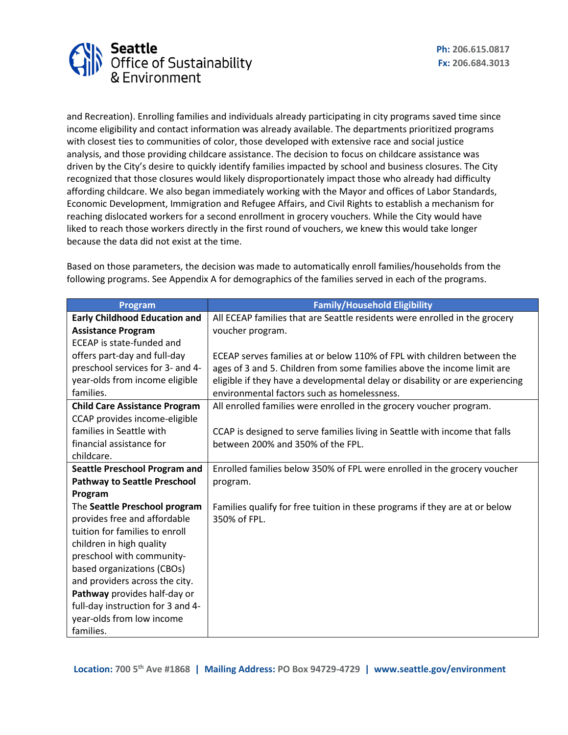and Recreation). Enrolling families and individuals already participating in city programs saved time since income eligibility and contact information was already available. The departments prioritized programs with closest ties to communities of color, those developed with extensive race and social justice analysis, and those providing childcare assistance. The decision to focus on childcare assistance was driven by the City's desire to quickly identify families impacted by school and business closures. The City recognized that those closures would likely disproportionately impact those who already had difficulty affording childcare. We also began immediately working with the Mayor and offices of Labor Standards, Economic Development, Immigration and Refugee Affairs, and Civil Rights to establish a mechanism for reaching dislocated workers for a second enrollment in grocery vouchers. While the City would have liked to reach those workers directly in the first round of vouchers, we knew this would take longer because the data did not exist at the time.

Based on those parameters, the decision was made to automatically enroll families/households from the following programs. See Appendix A for demographics of the families served in each of the programs.

| Program | Family/Household Eligibility |
|---|---|
| **Early Childhood Education and Assistance Program** ECEAP is state-funded and offers part-day and full-day preschool services for 3- and 4-year-olds from income eligible families. | All ECEAP families that are Seattle residents were enrolled in the grocery voucher program.<br><br>ECEAP serves families at or below 110% of FPL with children between the ages of 3 and 5. Children from some families above the income limit are eligible if they have a developmental delay or disability or are experiencing environmental factors such as homelessness. |
| **Child Care Assistance Program** CCAP provides income-eligible families in Seattle with financial assistance for childcare. | All enrolled families were enrolled in the grocery voucher program.<br><br>CCAP is designed to serve families living in Seattle with income that falls between 200% and 350% of the FPL. |
| **Seattle Preschool Program and Pathway to Seattle Preschool Program** The **Seattle Preschool program** provides free and affordable tuition for families to enroll children in high quality preschool with community-based organizations (CBOs) and providers across the city. **Pathway** provides half-day or full-day instruction for 3 and 4-year-olds from low income families. | Enrolled families below 350% of FPL were enrolled in the grocery voucher program.<br><br>Families qualify for free tuition in these programs if they are at or below 350% of FPL. |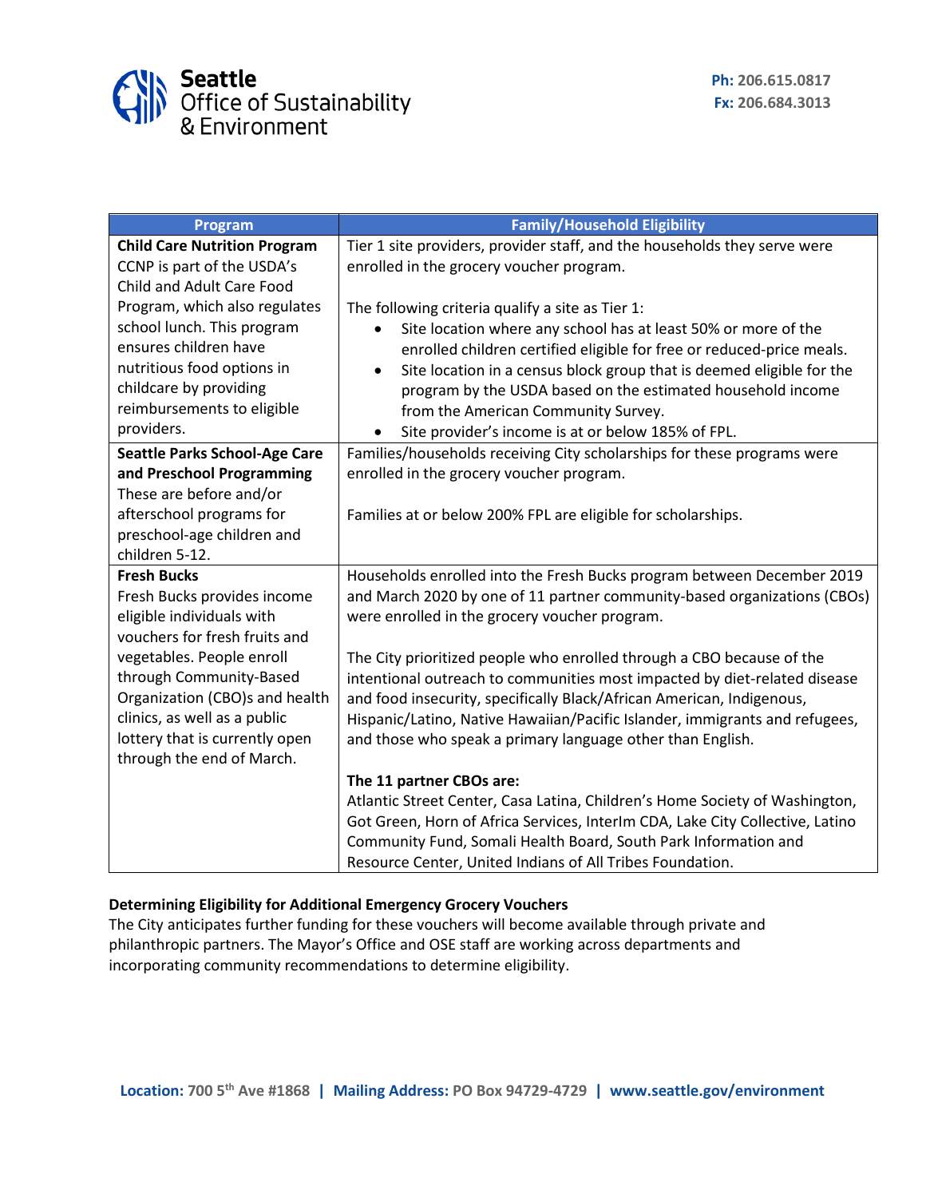| Program | Family/Household Eligibility |
| --- | --- |
| **Child Care Nutrition Program**<br>CCNP is part of the USDA's Child and Adult Care Food Program, which also regulates school lunch. This program ensures children have nutritious food options in childcare by providing reimbursements to eligible providers. | Tier 1 site providers, provider staff, and the households they serve were enrolled in the grocery voucher program.<br><br>The following criteria qualify a site as Tier 1:<br>• Site location where any school has at least 50% or more of the enrolled children certified eligible for free or reduced-price meals.<br>• Site location in a census block group that is deemed eligible for the program by the USDA based on the estimated household income from the American Community Survey.<br>• Site provider's income is at or below 185% of FPL. |
| **Seattle Parks School-Age Care and Preschool Programming**<br>These are before and/or afterschool programs for preschool-age children and children 5-12. | Families/households receiving City scholarships for these programs were enrolled in the grocery voucher program.<br><br>Families at or below 200% FPL are eligible for scholarships. |
| **Fresh Bucks**<br>Fresh Bucks provides income eligible individuals with vouchers for fresh fruits and vegetables. People enroll through Community-Based Organization (CBO)s and health clinics, as well as a public lottery that is currently open through the end of March. | Households enrolled into the Fresh Bucks program between December 2019 and March 2020 by one of 11 partner community-based organizations (CBOs) were enrolled in the grocery voucher program.<br><br>The City prioritized people who enrolled through a CBO because of the intentional outreach to communities most impacted by diet-related disease and food insecurity, specifically Black/African American, Indigenous, Hispanic/Latino, Native Hawaiian/Pacific Islander, immigrants and refugees, and those who speak a primary language other than English.<br><br>**The 11 partner CBOs are:**<br>Atlantic Street Center, Casa Latina, Children's Home Society of Washington, Got Green, Horn of Africa Services, InterIm CDA, Lake City Collective, Latino Community Fund, Somali Health Board, South Park Information and Resource Center, United Indians of All Tribes Foundation. |

**Determining Eligibility for Additional Emergency Grocery Vouchers**

The City anticipates further funding for these vouchers will become available through private and philanthropic partners. The Mayor's Office and OSE staff are working across departments and incorporating community recommendations to determine eligibility.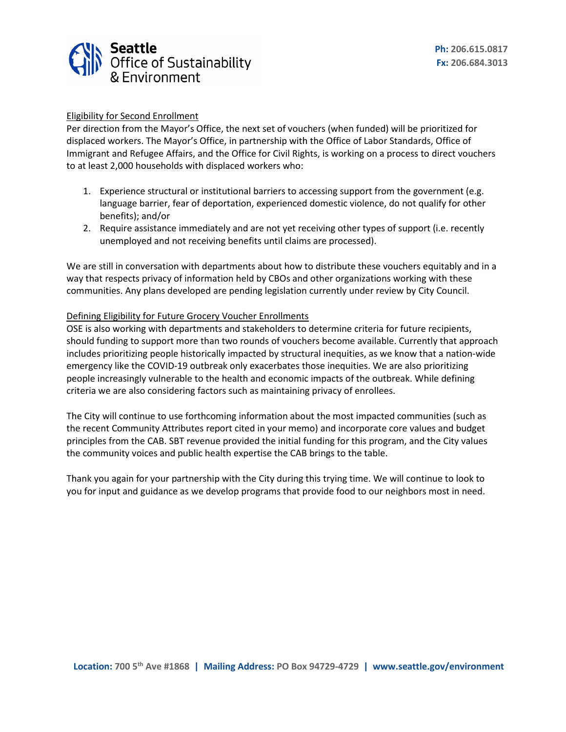Eligibility for Second Enrollment

Per direction from the Mayor's Office, the next set of vouchers (when funded) will be prioritized for displaced workers. The Mayor's Office, in partnership with the Office of Labor Standards, Office of Immigrant and Refugee Affairs, and the Office for Civil Rights, is working on a process to direct vouchers to at least 2,000 households with displaced workers who:

1. Experience structural or institutional barriers to accessing support from the government (e.g. language barrier, fear of deportation, experienced domestic violence, do not qualify for other benefits); and/or
2. Require assistance immediately and are not yet receiving other types of support (i.e. recently unemployed and not receiving benefits until claims are processed).

We are still in conversation with departments about how to distribute these vouchers equitably and in a way that respects privacy of information held by CBOs and other organizations working with these communities. Any plans developed are pending legislation currently under review by City Council.

Defining Eligibility for Future Grocery Voucher Enrollments

OSE is also working with departments and stakeholders to determine criteria for future recipients, should funding to support more than two rounds of vouchers become available. Currently that approach includes prioritizing people historically impacted by structural inequities, as we know that a nation-wide emergency like the COVID-19 outbreak only exacerbates those inequities. We are also prioritizing people increasingly vulnerable to the health and economic impacts of the outbreak. While defining criteria we are also considering factors such as maintaining privacy of enrollees.

The City will continue to use forthcoming information about the most impacted communities (such as the recent Community Attributes report cited in your memo) and incorporate core values and budget principles from the CAB. SBT revenue provided the initial funding for this program, and the City values the community voices and public health expertise the CAB brings to the table.

Thank you again for your partnership with the City during this trying time. We will continue to look to you for input and guidance as we develop programs that provide food to our neighbors most in need.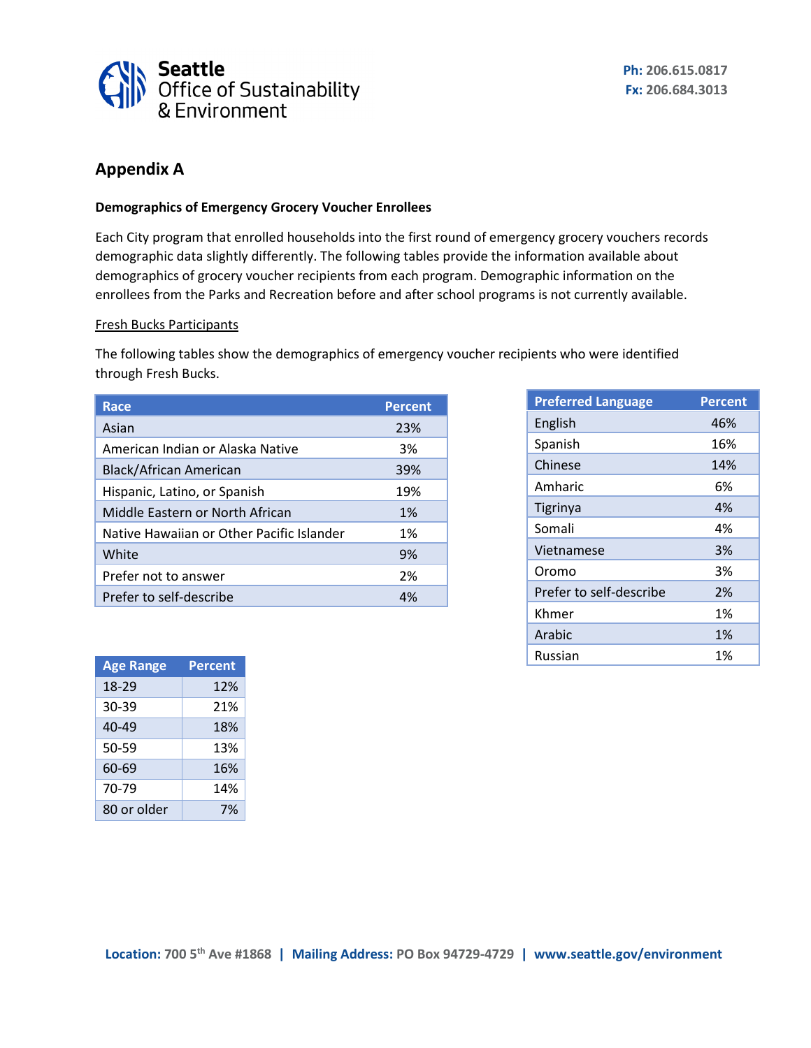## Appendix A

**Demographics of Emergency Grocery Voucher Enrollees**

Each City program that enrolled households into the first round of emergency grocery vouchers records demographic data slightly differently. The following tables provide the information available about demographics of grocery voucher recipients from each program. Demographic information on the enrollees from the Parks and Recreation before and after school programs is not currently available.

Fresh Bucks Participants

The following tables show the demographics of emergency voucher recipients who were identified through Fresh Bucks.

| Race | Percent |
|---|---|
| Asian | 23% |
| American Indian or Alaska Native | 3% |
| Black/African American | 39% |
| Hispanic, Latino, or Spanish | 19% |
| Middle Eastern or North African | 1% |
| Native Hawaiian or Other Pacific Islander | 1% |
| White | 9% |
| Prefer not to answer | 2% |
| Prefer to self-describe | 4% |

| Preferred Language | Percent |
|---|---|
| English | 46% |
| Spanish | 16% |
| Chinese | 14% |
| Amharic | 6% |
| Tigrinya | 4% |
| Somali | 4% |
| Vietnamese | 3% |
| Oromo | 3% |
| Prefer to self-describe | 2% |
| Khmer | 1% |
| Arabic | 1% |
| Russian | 1% |

| Age Range | Percent |
|---|---|
| 18-29 | 12% |
| 30-39 | 21% |
| 40-49 | 18% |
| 50-59 | 13% |
| 60-69 | 16% |
| 70-79 | 14% |
| 80 or older | 7% |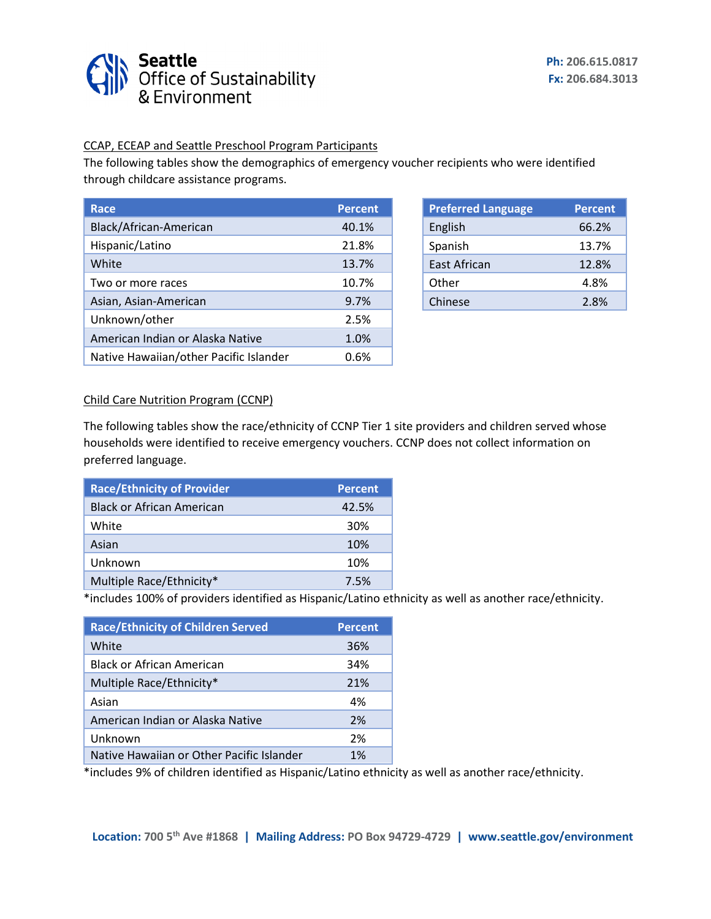CCAP, ECEAP and Seattle Preschool Program Participants

The following tables show the demographics of emergency voucher recipients who were identified through childcare assistance programs.

| Race | Percent |
|---|---|
| Black/African-American | 40.1% |
| Hispanic/Latino | 21.8% |
| White | 13.7% |
| Two or more races | 10.7% |
| Asian, Asian-American | 9.7% |
| Unknown/other | 2.5% |
| American Indian or Alaska Native | 1.0% |
| Native Hawaiian/other Pacific Islander | 0.6% |

| Preferred Language | Percent |
|---|---|
| English | 66.2% |
| Spanish | 13.7% |
| East African | 12.8% |
| Other | 4.8% |
| Chinese | 2.8% |

Child Care Nutrition Program (CCNP)

The following tables show the race/ethnicity of CCNP Tier 1 site providers and children served whose households were identified to receive emergency vouchers. CCNP does not collect information on preferred language.

| Race/Ethnicity of Provider | Percent |
|---|---|
| Black or African American | 42.5% |
| White | 30% |
| Asian | 10% |
| Unknown | 10% |
| Multiple Race/Ethnicity* | 7.5% |

*includes 100% of providers identified as Hispanic/Latino ethnicity as well as another race/ethnicity.

| Race/Ethnicity of Children Served | Percent |
|---|---|
| White | 36% |
| Black or African American | 34% |
| Multiple Race/Ethnicity* | 21% |
| Asian | 4% |
| American Indian or Alaska Native | 2% |
| Unknown | 2% |
| Native Hawaiian or Other Pacific Islander | 1% |

*includes 9% of children identified as Hispanic/Latino ethnicity as well as another race/ethnicity.